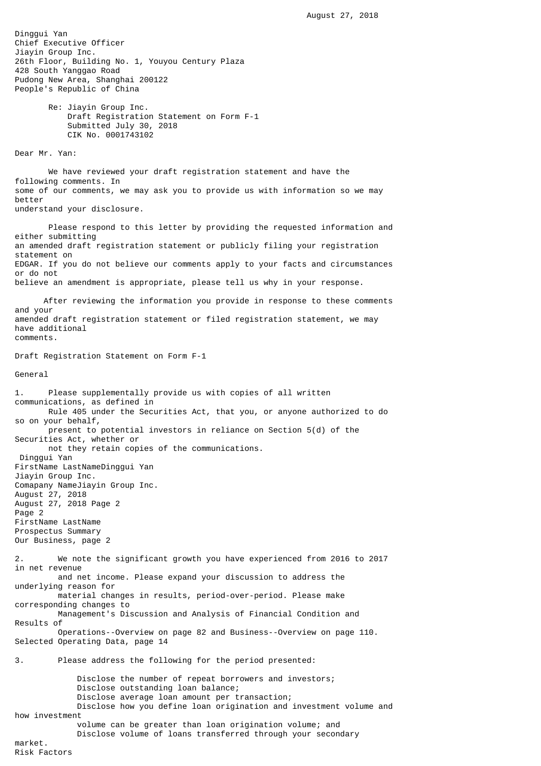August 27, 2018

Dinggui Yan
Chief Executive Officer
Jiayin Group Inc.
26th Floor, Building No. 1, Youyou Century Plaza
428 South Yanggao Road
Pudong New Area, Shanghai 200122
People's Republic of China

Re: Jiayin Group Inc.
Draft Registration Statement on Form F-1
Submitted July 30, 2018
CIK No. 0001743102

Dear Mr. Yan:

We have reviewed your draft registration statement and have the following comments. In some of our comments, we may ask you to provide us with information so we may better understand your disclosure.

Please respond to this letter by providing the requested information and either submitting an amended draft registration statement or publicly filing your registration statement on EDGAR. If you do not believe our comments apply to your facts and circumstances or do not believe an amendment is appropriate, please tell us why in your response.

After reviewing the information you provide in response to these comments and your amended draft registration statement or filed registration statement, we may have additional comments.

Draft Registration Statement on Form F-1

General

1. Please supplementally provide us with copies of all written communications, as defined in Rule 405 under the Securities Act, that you, or anyone authorized to do so on your behalf, present to potential investors in reliance on Section 5(d) of the Securities Act, whether or not they retain copies of the communications.

Prospectus Summary
Our Business, page 2

2. We note the significant growth you have experienced from 2016 to 2017 in net revenue and net income. Please expand your discussion to address the underlying reason for material changes in results, period-over-period. Please make corresponding changes to Management's Discussion and Analysis of Financial Condition and Results of Operations--Overview on page 82 and Business--Overview on page 110.

Selected Operating Data, page 14

3. Please address the following for the period presented:

   - Disclose the number of repeat borrowers and investors;
   - Disclose outstanding loan balance;
   - Disclose average loan amount per transaction;
   - Disclose how you define loan origination and investment volume and how investment volume can be greater than loan origination volume; and
   - Disclose volume of loans transferred through your secondary market.

Risk Factors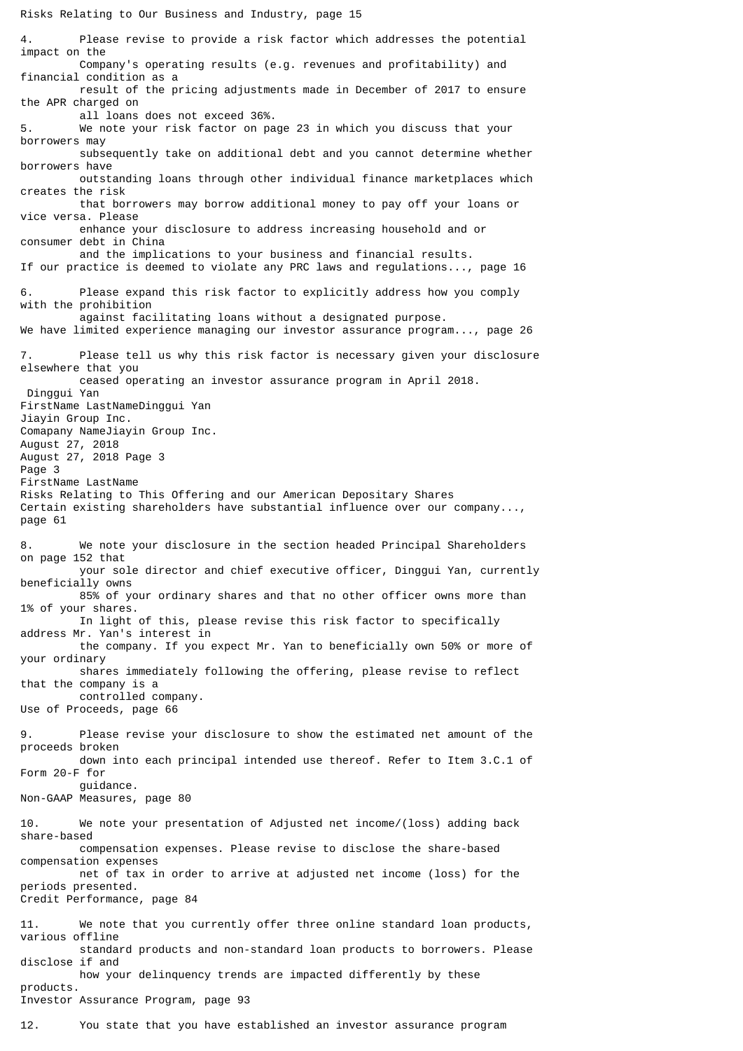Risks Relating to Our Business and Industry, page 15

4. Please revise to provide a risk factor which addresses the potential impact on the Company's operating results (e.g. revenues and profitability) and financial condition as a result of the pricing adjustments made in December of 2017 to ensure the APR charged on all loans does not exceed 36%.

5. We note your risk factor on page 23 in which you discuss that your borrowers may subsequently take on additional debt and you cannot determine whether borrowers have outstanding loans through other individual finance marketplaces which creates the risk that borrowers may borrow additional money to pay off your loans or vice versa. Please enhance your disclosure to address increasing household and or consumer debt in China and the implications to your business and financial results.

If our practice is deemed to violate any PRC laws and regulations..., page 16

6. Please expand this risk factor to explicitly address how you comply with the prohibition against facilitating loans without a designated purpose.

We have limited experience managing our investor assurance program..., page 26

7. Please tell us why this risk factor is necessary given your disclosure elsewhere that you ceased operating an investor assurance program in April 2018.

Risks Relating to This Offering and our American Depositary Shares

Certain existing shareholders have substantial influence over our company..., page 61

8. We note your disclosure in the section headed Principal Shareholders on page 152 that your sole director and chief executive officer, Dinggui Yan, currently beneficially owns 85% of your ordinary shares and that no other officer owns more than 1% of your shares. In light of this, please revise this risk factor to specifically address Mr. Yan's interest in the company. If you expect Mr. Yan to beneficially own 50% or more of your ordinary shares immediately following the offering, please revise to reflect that the company is a controlled company.

Use of Proceeds, page 66

9. Please revise your disclosure to show the estimated net amount of the proceeds broken down into each principal intended use thereof. Refer to Item 3.C.1 of Form 20-F for guidance.

Non-GAAP Measures, page 80

10. We note your presentation of Adjusted net income/(loss) adding back share-based compensation expenses. Please revise to disclose the share-based compensation expenses net of tax in order to arrive at adjusted net income (loss) for the periods presented.

Credit Performance, page 84

11. We note that you currently offer three online standard loan products, various offline standard products and non-standard loan products to borrowers. Please disclose if and how your delinquency trends are impacted differently by these products.

Investor Assurance Program, page 93

12. You state that you have established an investor assurance program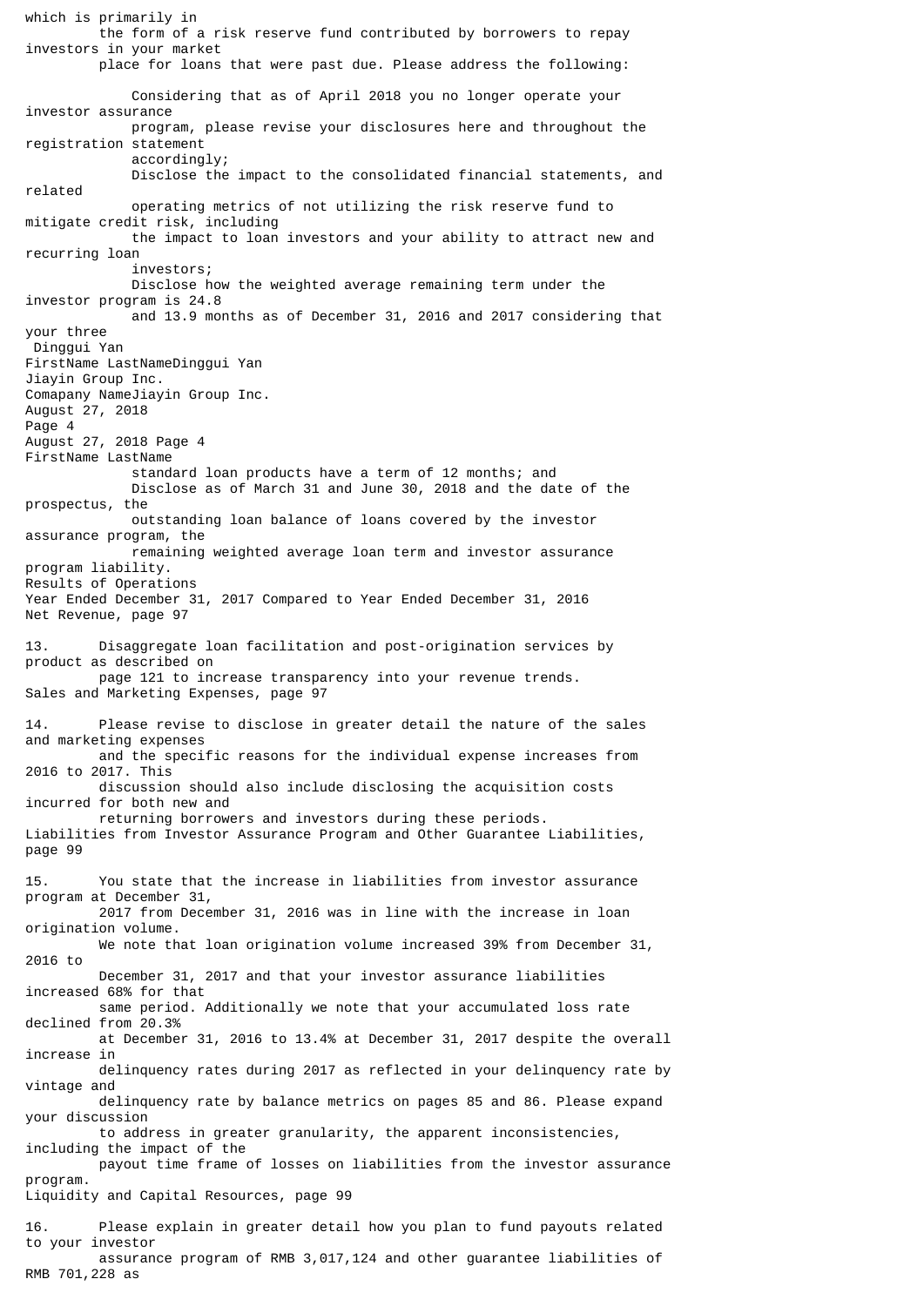which is primarily in the form of a risk reserve fund contributed by borrowers to repay investors in your market place for loans that were past due. Please address the following:

- Considering that as of April 2018 you no longer operate your investor assurance program, please revise your disclosures here and throughout the registration statement accordingly;
- Disclose the impact to the consolidated financial statements, and related operating metrics of not utilizing the risk reserve fund to mitigate credit risk, including the impact to loan investors and your ability to attract new and recurring loan investors;
- Disclose how the weighted average remaining term under the investor program is 24.8 and 13.9 months as of December 31, 2016 and 2017 considering that your three standard loan products have a term of 12 months; and
- Disclose as of March 31 and June 30, 2018 and the date of the prospectus, the outstanding loan balance of loans covered by the investor assurance program, the remaining weighted average loan term and investor assurance program liability.

Results of Operations
Year Ended December 31, 2017 Compared to Year Ended December 31, 2016
Net Revenue, page 97

13. Disaggregate loan facilitation and post-origination services by product as described on page 121 to increase transparency into your revenue trends.

Sales and Marketing Expenses, page 97

14. Please revise to disclose in greater detail the nature of the sales and marketing expenses and the specific reasons for the individual expense increases from 2016 to 2017. This discussion should also include disclosing the acquisition costs incurred for both new and returning borrowers and investors during these periods.

Liabilities from Investor Assurance Program and Other Guarantee Liabilities, page 99

15. You state that the increase in liabilities from investor assurance program at December 31, 2017 from December 31, 2016 was in line with the increase in loan origination volume. We note that loan origination volume increased 39% from December 31, 2016 to December 31, 2017 and that your investor assurance liabilities increased 68% for that same period. Additionally we note that your accumulated loss rate declined from 20.3% at December 31, 2016 to 13.4% at December 31, 2017 despite the overall increase in delinquency rates during 2017 as reflected in your delinquency rate by vintage and delinquency rate by balance metrics on pages 85 and 86. Please expand your discussion to address in greater granularity, the apparent inconsistencies, including the impact of the payout time frame of losses on liabilities from the investor assurance program.

Liquidity and Capital Resources, page 99

16. Please explain in greater detail how you plan to fund payouts related to your investor assurance program of RMB 3,017,124 and other guarantee liabilities of RMB 701,228 as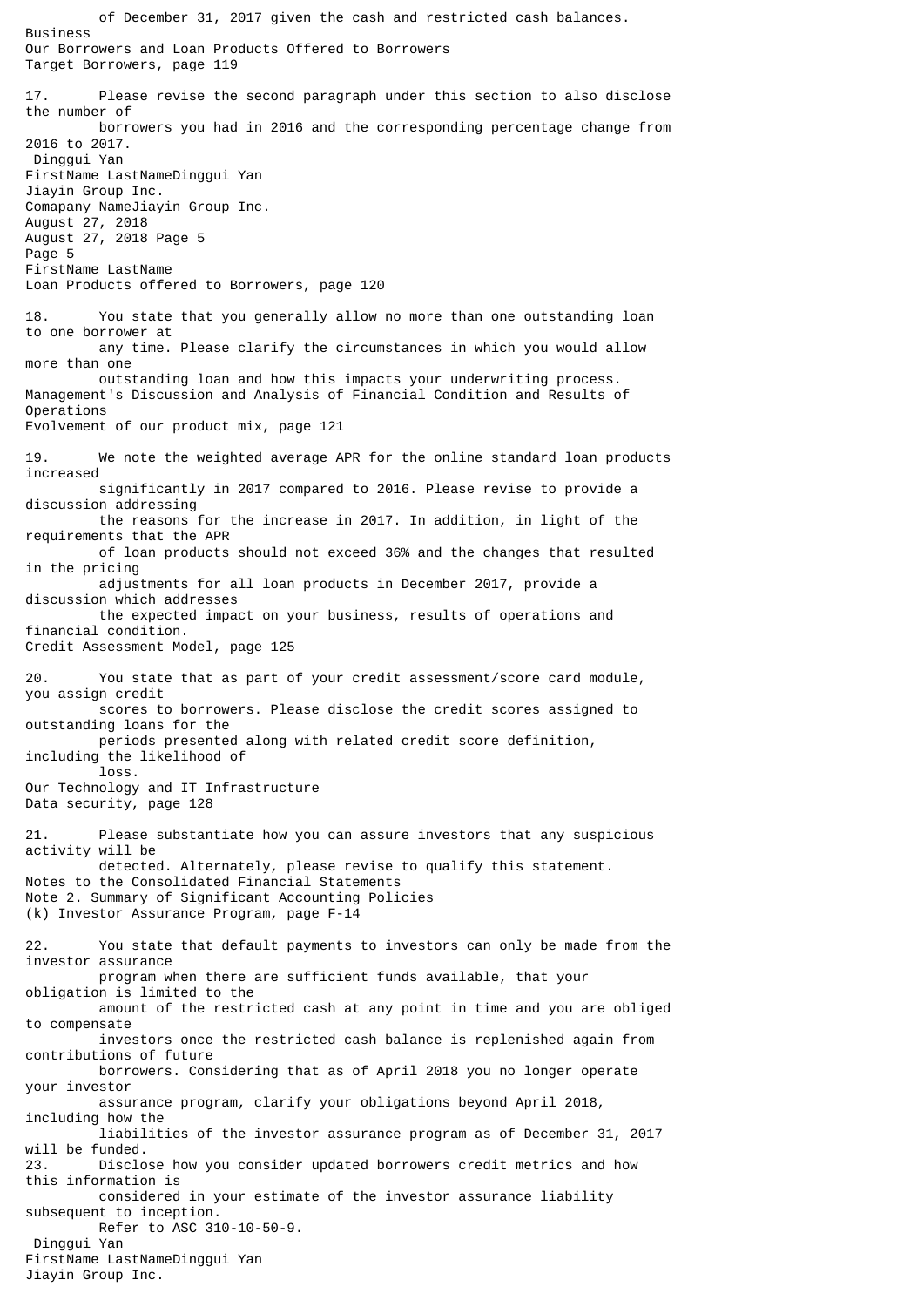of December 31, 2017 given the cash and restricted cash balances.

Business
Our Borrowers and Loan Products Offered to Borrowers
Target Borrowers, page 119

17. Please revise the second paragraph under this section to also disclose the number of borrowers you had in 2016 and the corresponding percentage change from 2016 to 2017.

Loan Products offered to Borrowers, page 120

18. You state that you generally allow no more than one outstanding loan to one borrower at any time. Please clarify the circumstances in which you would allow more than one outstanding loan and how this impacts your underwriting process.

Management's Discussion and Analysis of Financial Condition and Results of Operations
Evolvement of our product mix, page 121

19. We note the weighted average APR for the online standard loan products increased significantly in 2017 compared to 2016. Please revise to provide a discussion addressing the reasons for the increase in 2017. In addition, in light of the requirements that the APR of loan products should not exceed 36% and the changes that resulted in the pricing adjustments for all loan products in December 2017, provide a discussion which addresses the expected impact on your business, results of operations and financial condition.

Credit Assessment Model, page 125

20. You state that as part of your credit assessment/score card module, you assign credit scores to borrowers. Please disclose the credit scores assigned to outstanding loans for the periods presented along with related credit score definition, including the likelihood of loss.

Our Technology and IT Infrastructure
Data security, page 128

21. Please substantiate how you can assure investors that any suspicious activity will be detected. Alternately, please revise to qualify this statement.

Notes to the Consolidated Financial Statements
Note 2. Summary of Significant Accounting Policies
(k) Investor Assurance Program, page F-14

22. You state that default payments to investors can only be made from the investor assurance program when there are sufficient funds available, that your obligation is limited to the amount of the restricted cash at any point in time and you are obliged to compensate investors once the restricted cash balance is replenished again from contributions of future borrowers. Considering that as of April 2018 you no longer operate your investor assurance program, clarify your obligations beyond April 2018, including how the liabilities of the investor assurance program as of December 31, 2017 will be funded.

23. Disclose how you consider updated borrowers credit metrics and how this information is considered in your estimate of the investor assurance liability subsequent to inception. Refer to ASC 310-10-50-9.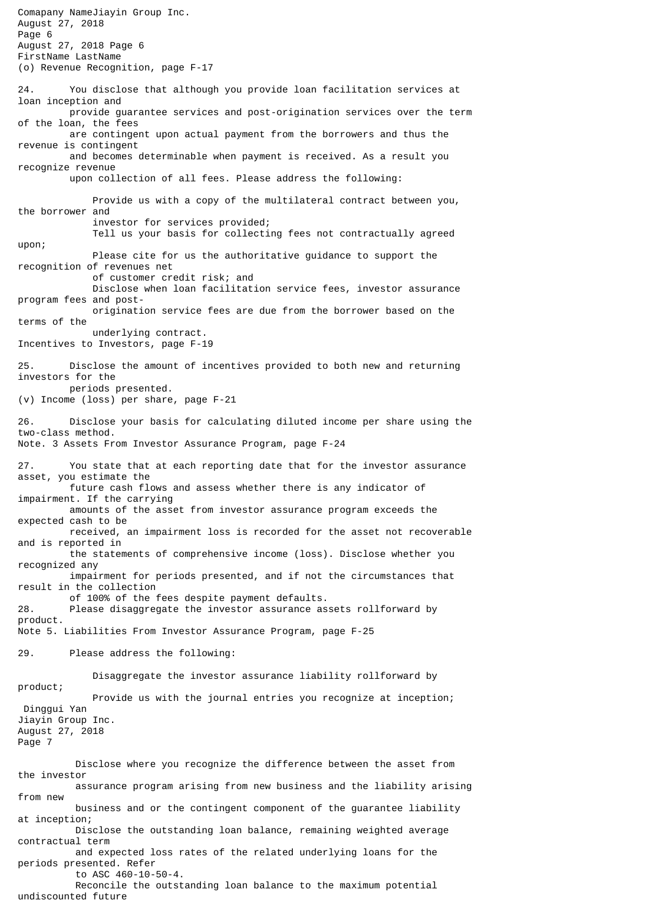(o) Revenue Recognition, page F-17

24. You disclose that although you provide loan facilitation services at loan inception and provide guarantee services and post-origination services over the term of the loan, the fees are contingent upon actual payment from the borrowers and thus the revenue is contingent and becomes determinable when payment is received. As a result you recognize revenue upon collection of all fees. Please address the following:

- Provide us with a copy of the multilateral contract between you, the borrower and investor for services provided;
- Tell us your basis for collecting fees not contractually agreed upon;
- Please cite for us the authoritative guidance to support the recognition of revenues net of customer credit risk; and
- Disclose when loan facilitation service fees, investor assurance program fees and post-origination service fees are due from the borrower based on the terms of the underlying contract.

Incentives to Investors, page F-19

25. Disclose the amount of incentives provided to both new and returning investors for the periods presented.

(v) Income (loss) per share, page F-21

26. Disclose your basis for calculating diluted income per share using the two-class method.

Note. 3 Assets From Investor Assurance Program, page F-24

27. You state that at each reporting date that for the investor assurance asset, you estimate the future cash flows and assess whether there is any indicator of impairment. If the carrying amounts of the asset from investor assurance program exceeds the expected cash to be received, an impairment loss is recorded for the asset not recoverable and is reported in the statements of comprehensive income (loss). Disclose whether you recognized any impairment for periods presented, and if not the circumstances that result in the collection of 100% of the fees despite payment defaults.

28. Please disaggregate the investor assurance assets rollforward by product.

Note 5. Liabilities From Investor Assurance Program, page F-25

29. Please address the following:

- Disaggregate the investor assurance liability rollforward by product;
- Provide us with the journal entries you recognize at inception;
- Disclose where you recognize the difference between the asset from the investor assurance program arising from new business and the liability arising from new business and or the contingent component of the guarantee liability at inception;
- Disclose the outstanding loan balance, remaining weighted average contractual term and expected loss rates of the related underlying loans for the periods presented. Refer to ASC 460-10-50-4.
- Reconcile the outstanding loan balance to the maximum potential undiscounted future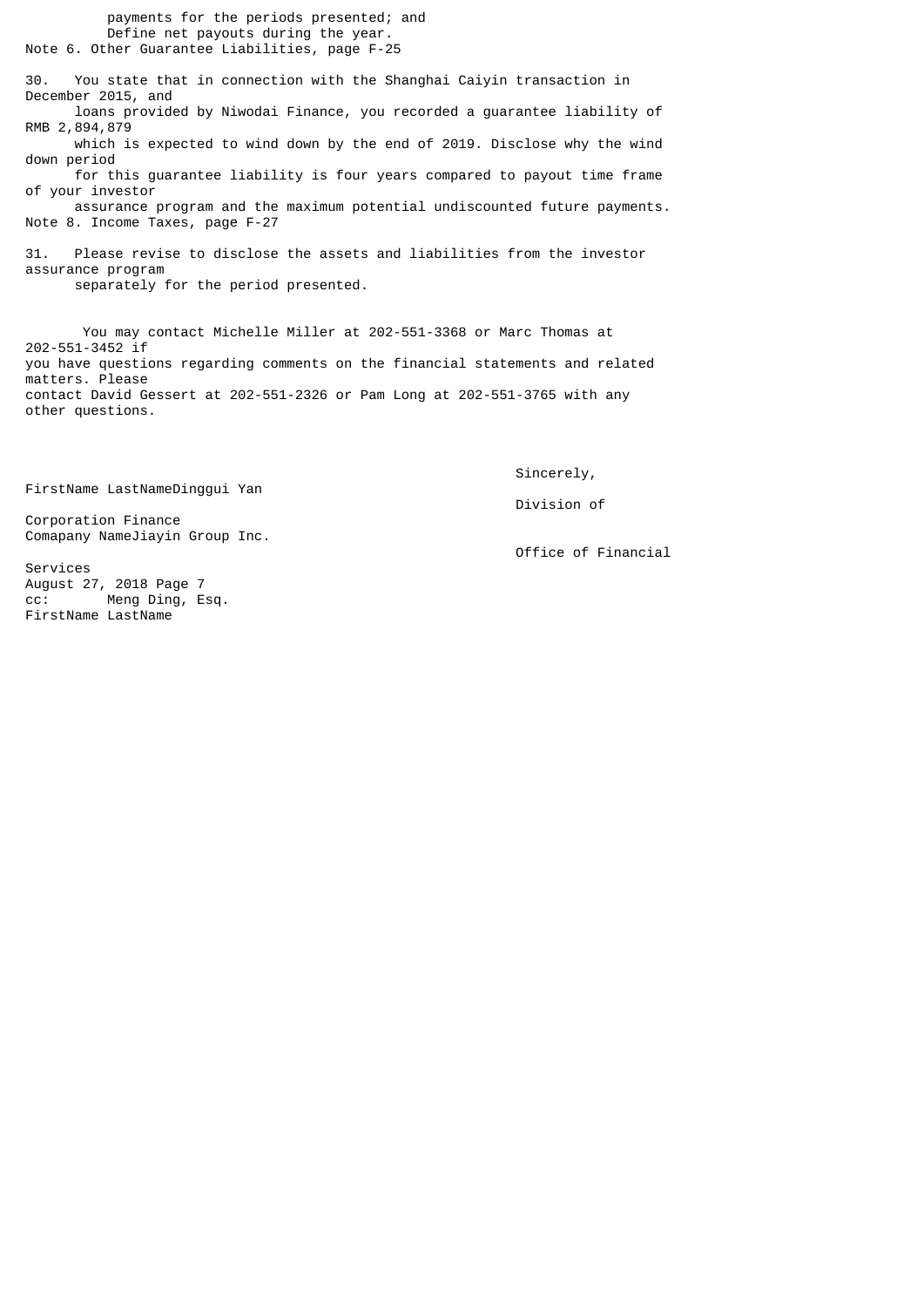payments for the periods presented; and
Define net payouts during the year.

Note 6. Other Guarantee Liabilities, page F-25

30. You state that in connection with the Shanghai Caiyin transaction in December 2015, and loans provided by Niwodai Finance, you recorded a guarantee liability of RMB 2,894,879 which is expected to wind down by the end of 2019. Disclose why the wind down period for this guarantee liability is four years compared to payout time frame of your investor assurance program and the maximum potential undiscounted future payments.

Note 8. Income Taxes, page F-27

31. Please revise to disclose the assets and liabilities from the investor assurance program separately for the period presented.

You may contact Michelle Miller at 202-551-3368 or Marc Thomas at 202-551-3452 if you have questions regarding comments on the financial statements and related matters. Please contact David Gessert at 202-551-2326 or Pam Long at 202-551-3765 with any other questions.

Sincerely,

Division of Corporation Finance
Office of Financial Services

FirstName LastNameDinggui Yan
Comapany NameJiayin Group Inc.
August 27, 2018 Page 7
cc: Meng Ding, Esq.
FirstName LastName